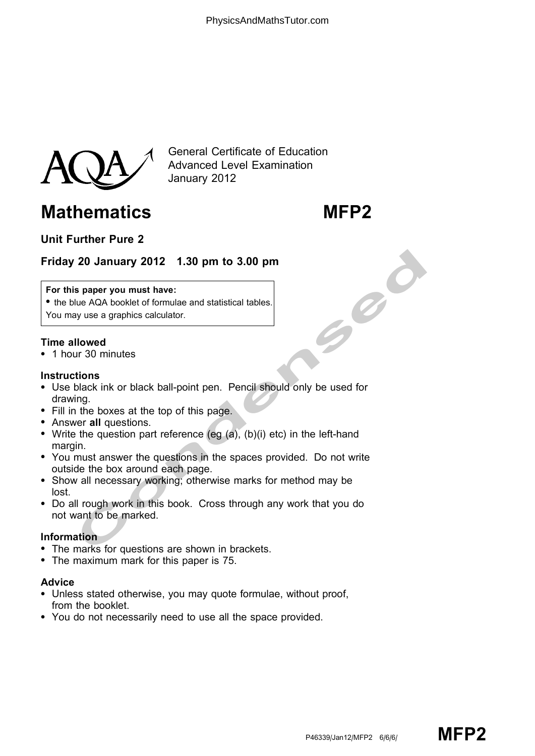General Certificate of Education
Advanced Level Examination
January 2012

# Mathematics MFP2

## Unit Further Pure 2

### Friday 20 January 2012 1.30 pm to 3.00 pm

**For this paper you must have:**
- the blue AQA booklet of formulae and statistical tables.

You may use a graphics calculator.

**Time allowed**
- 1 hour 30 minutes

**Instructions**
- Use black ink or black ball-point pen. Pencil should only be used for drawing.
- Fill in the boxes at the top of this page.
- Answer **all** questions.
- Write the question part reference (eg (a), (b)(i) etc) in the left-hand margin.
- You must answer the questions in the spaces provided. Do not write outside the box around each page.
- Show all necessary working; otherwise marks for method may be lost.
- Do all rough work in this book. Cross through any work that you do not want to be marked.

**Information**
- The marks for questions are shown in brackets.
- The maximum mark for this paper is 75.

**Advice**
- Unless stated otherwise, you may quote formulae, without proof, from the booklet.
- You do not necessarily need to use all the space provided.

P46339/Jan12/MFP2 6/6/6/ **MFP2**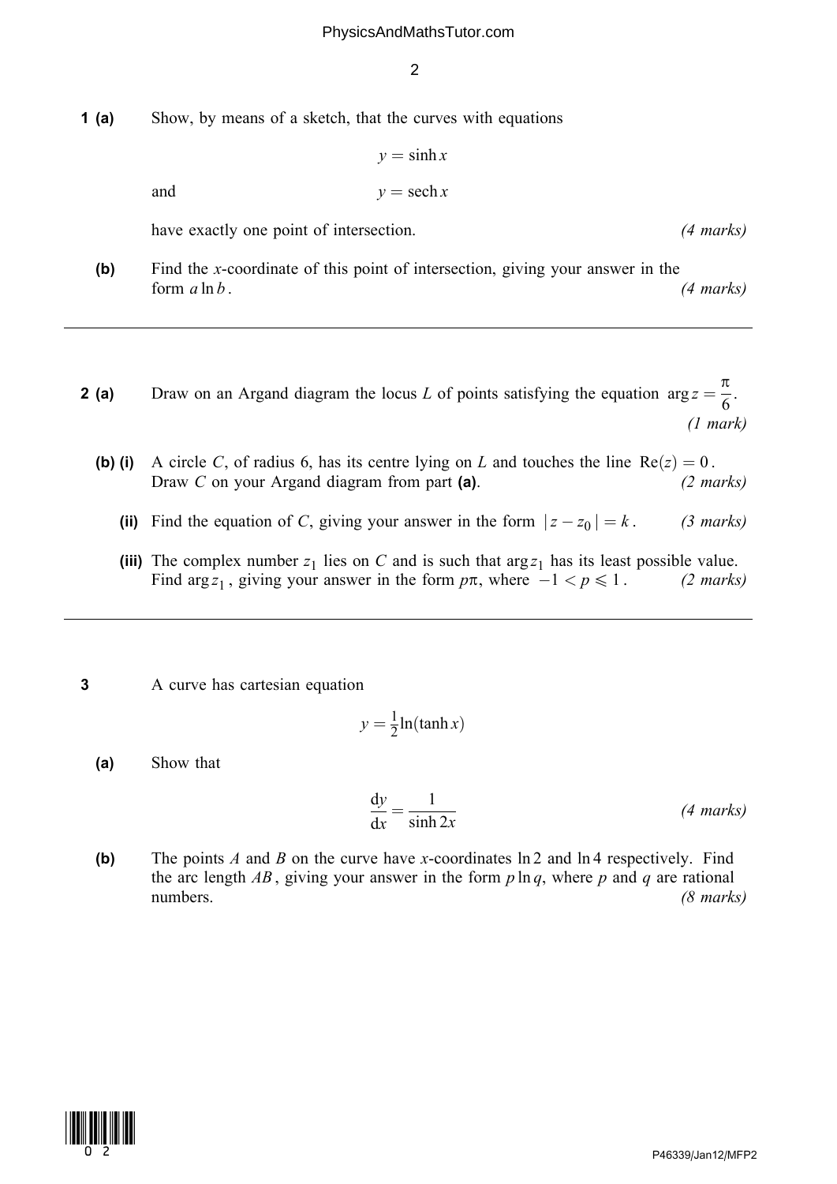**1 (a)** Show, by means of a sketch, that the curves with equations

$$y = \sinh x$$

and

$$y = \operatorname{sech} x$$

have exactly one point of intersection. *(4 marks)*

**(b)** Find the $x$-coordinate of this point of intersection, giving your answer in the form $a \ln b$. *(4 marks)*

---

**2 (a)** Draw on an Argand diagram the locus $L$ of points satisfying the equation $\arg z = \dfrac{\pi}{6}$. *(1 mark)*

**(b) (i)** A circle $C$, of radius 6, has its centre lying on $L$ and touches the line $\operatorname{Re}(z) = 0$. Draw $C$ on your Argand diagram from part **(a)**. *(2 marks)*

**(ii)** Find the equation of $C$, giving your answer in the form $|z - z_0| = k$. *(3 marks)*

**(iii)** The complex number $z_1$ lies on $C$ and is such that $\arg z_1$ has its least possible value. Find $\arg z_1$, giving your answer in the form $p\pi$, where $-1 < p \leqslant 1$. *(2 marks)*

---

**3** A curve has cartesian equation

$$y = \frac{1}{2}\ln(\tanh x)$$

**(a)** Show that

$$\frac{\mathrm{d}y}{\mathrm{d}x} = \frac{1}{\sinh 2x}$$

*(4 marks)*

**(b)** The points $A$ and $B$ on the curve have $x$-coordinates $\ln 2$ and $\ln 4$ respectively. Find the arc length $AB$, giving your answer in the form $p \ln q$, where $p$ and $q$ are rational numbers. *(8 marks)*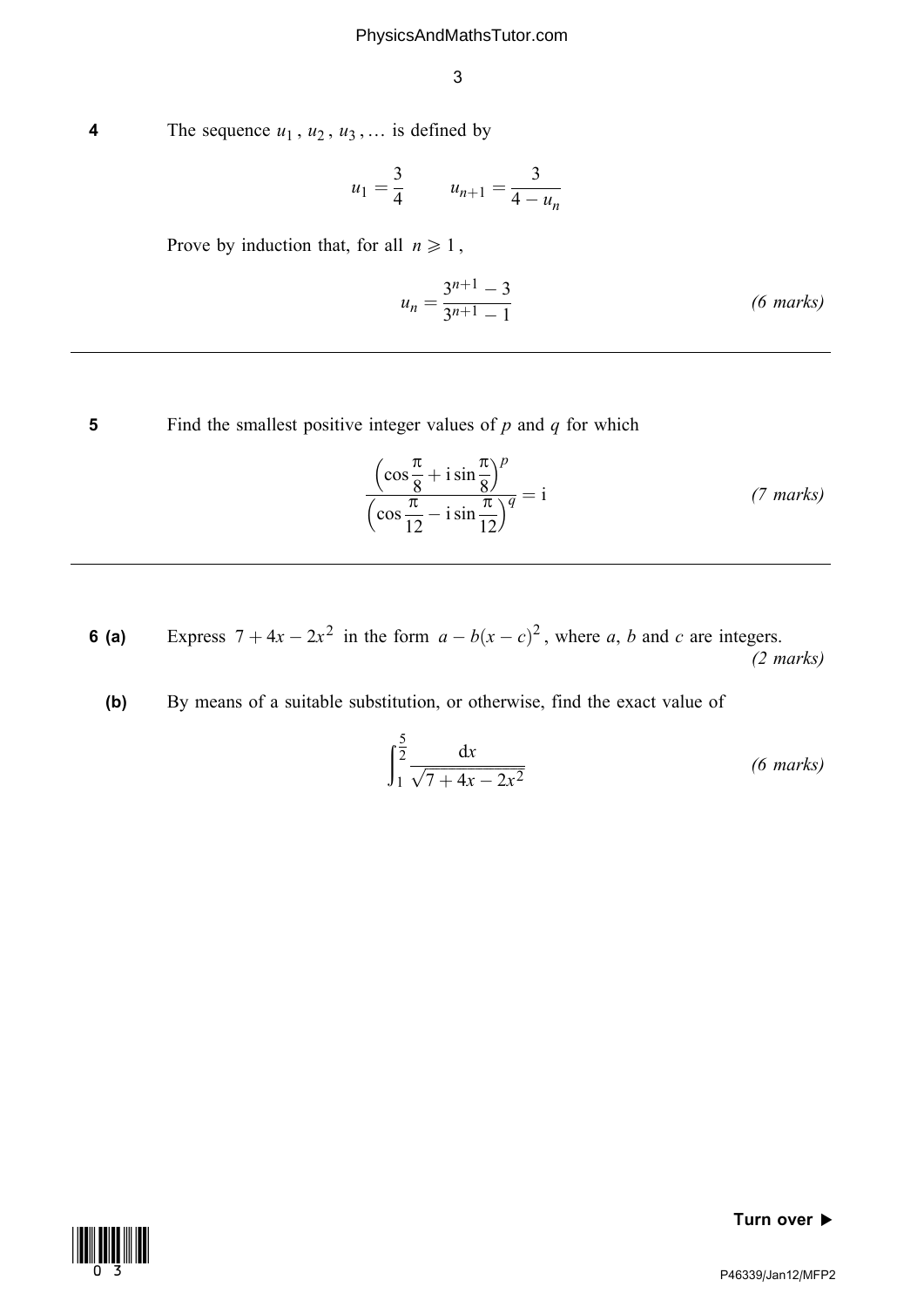**4** The sequence $u_1$, $u_2$, $u_3$, ... is defined by

$$u_1 = \frac{3}{4} \qquad u_{n+1} = \frac{3}{4 - u_n}$$

Prove by induction that, for all $n \geqslant 1$,

$$u_n = \frac{3^{n+1} - 3}{3^{n+1} - 1}$$

*(6 marks)*

---

**5** Find the smallest positive integer values of $p$ and $q$ for which

$$\frac{\left(\cos\frac{\pi}{8} + \mathrm{i}\sin\frac{\pi}{8}\right)^p}{\left(\cos\frac{\pi}{12} - \mathrm{i}\sin\frac{\pi}{12}\right)^q} = \mathrm{i}$$

*(7 marks)*

---

**6 (a)** Express $7 + 4x - 2x^2$ in the form $a - b(x - c)^2$, where $a$, $b$ and $c$ are integers. *(2 marks)*

**(b)** By means of a suitable substitution, or otherwise, find the exact value of

$$\int_1^{\frac{5}{2}} \frac{\mathrm{d}x}{\sqrt{7 + 4x - 2x^2}}$$

*(6 marks)*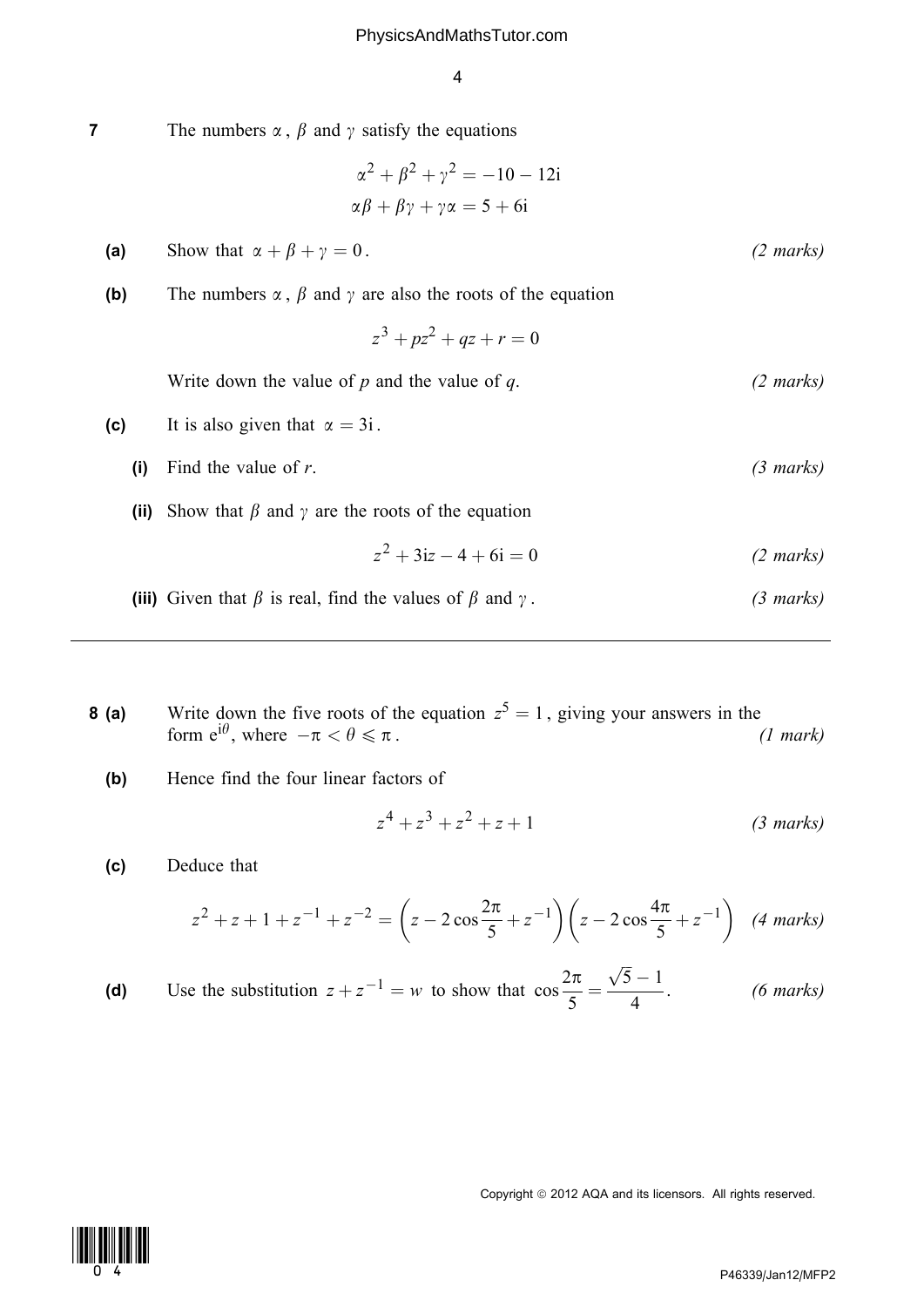**7** The numbers $\alpha$, $\beta$ and $\gamma$ satisfy the equations

$$\alpha^2 + \beta^2 + \gamma^2 = -10 - 12\mathrm{i}$$
$$\alpha\beta + \beta\gamma + \gamma\alpha = 5 + 6\mathrm{i}$$

**(a)** Show that $\alpha + \beta + \gamma = 0$. *(2 marks)*

**(b)** The numbers $\alpha$, $\beta$ and $\gamma$ are also the roots of the equation

$$z^3 + pz^2 + qz + r = 0$$

Write down the value of $p$ and the value of $q$. *(2 marks)*

**(c)** It is also given that $\alpha = 3\mathrm{i}$.

**(i)** Find the value of $r$. *(3 marks)*

**(ii)** Show that $\beta$ and $\gamma$ are the roots of the equation

$$z^2 + 3\mathrm{i}z - 4 + 6\mathrm{i} = 0$$ *(2 marks)*

**(iii)** Given that $\beta$ is real, find the values of $\beta$ and $\gamma$. *(3 marks)*

---

**8 (a)** Write down the five roots of the equation $z^5 = 1$, giving your answers in the form $\mathrm{e}^{\mathrm{i}\theta}$, where $-\pi < \theta \leqslant \pi$. *(1 mark)*

**(b)** Hence find the four linear factors of

$$z^4 + z^3 + z^2 + z + 1$$ *(3 marks)*

**(c)** Deduce that

$$z^2 + z + 1 + z^{-1} + z^{-2} = \left(z - 2\cos\frac{2\pi}{5} + z^{-1}\right)\left(z - 2\cos\frac{4\pi}{5} + z^{-1}\right)$$ *(4 marks)*

**(d)** Use the substitution $z + z^{-1} = w$ to show that $\cos\frac{2\pi}{5} = \frac{\sqrt{5} - 1}{4}$. *(6 marks)*

Copyright © 2012 AQA and its licensors. All rights reserved.